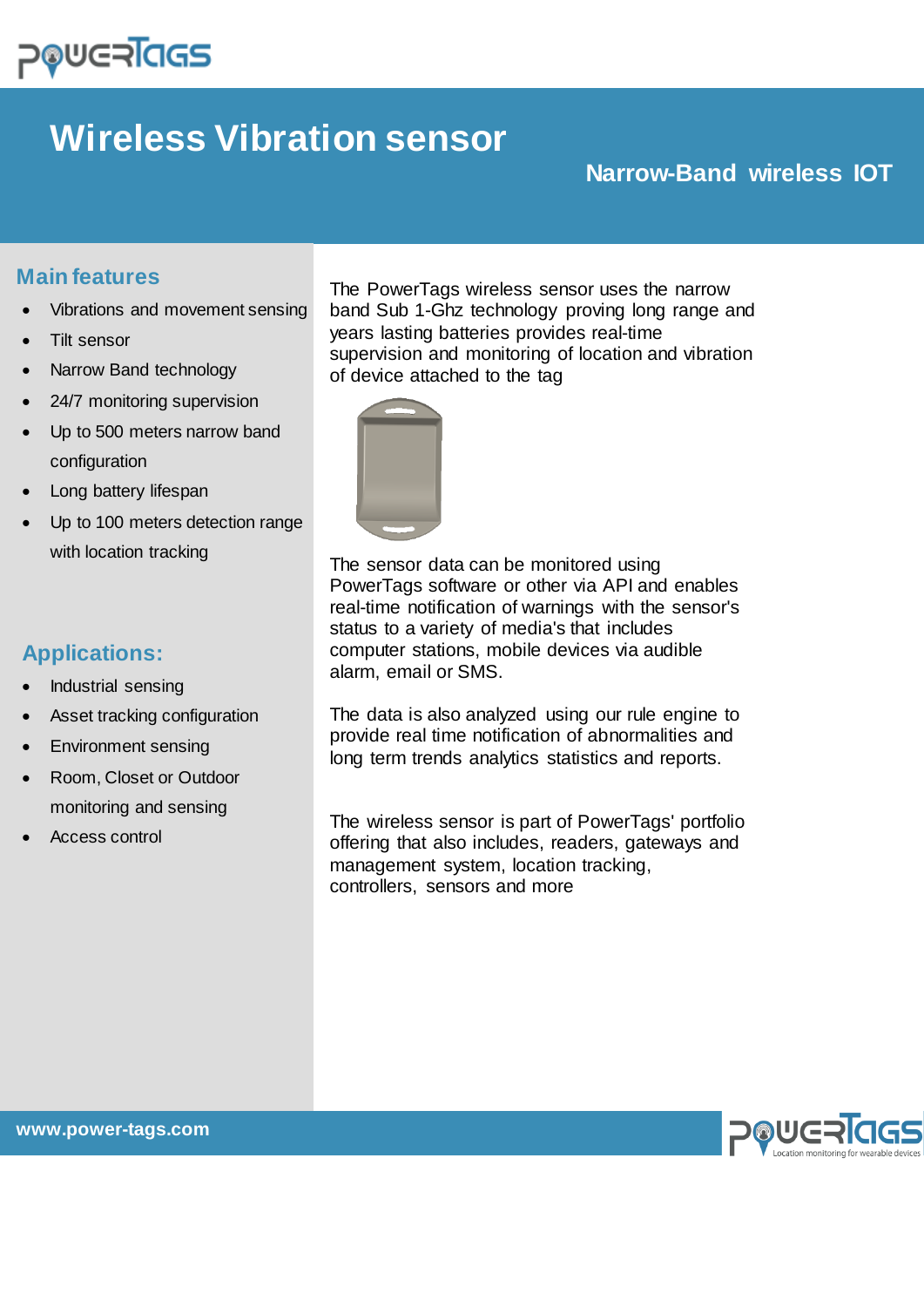# Wireless Vibration sensor

## Narrow-Band wireless IOT

## Main features

- Vibrations and movement sensing
- Tilt sensor
- Narrow Band technology
- 24/7 monitoring supervision
- Up to 500 meters narrow band configuration
- Long battery lifespan
- Up to 100 meters detection range with location tracking

## Applications:

- Industrial sensing
- Asset tracking configuration
- Environment sensing
- Room, Closet or Outdoor monitoring and sensing
- Access control

The PowerTags wireless sensor uses the narrow band Sub 1-Ghz technology proving long range and years lasting batteries provides real-time supervision and monitoring of location and vibration of device attached to the tag

The sensor data can be monitored using PowerTags software or other via API and enables real-time notification of warnings with the sensor's status to a variety of media's that includes computer stations, mobile devices via audible alarm, email or SMS.

The data is also analyzed using our rule engine to provide real time notification of abnormalities and long term trends analytics statistics and reports.

The wireless sensor is part of PowerTags' portfolio offering that also includes, readers, gateways and management system, location tracking, controllers, sensors and more

www.power-tags.com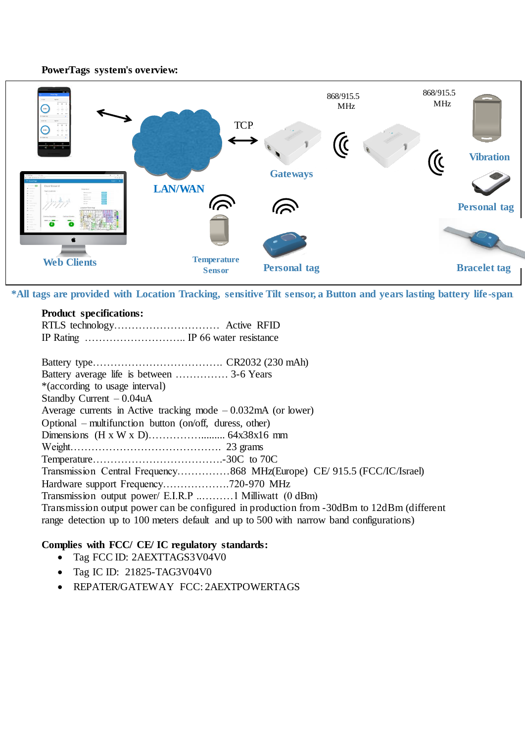**PowerTags system's overview:**

Web Clients

LAN/WAN

TCP

Gateways

868/915.5 MHz

868/915.5 MHz

Vibration

Personal tag

Temperature Sensor

Personal tag

Bracelet tag

*All tags are provided with Location Tracking, sensitive Tilt sensor, a Button and years lasting battery life-span

**Product specifications:**

RTLS technology………………………… Active RFID
IP Rating ……………………….. IP 66 water resistance

Battery type………………………………. CR2032 (230 mAh)
Battery average life is between …………… 3-6 Years
*(according to usage interval)
Standby Current – 0.04uA
Average currents in Active tracking mode – 0.032mA (or lower)
Optional – multifunction button (on/off, duress, other)
Dimensions (H x W x D)…………......... 64x38x16 mm
Weight……………………………………. 23 grams
Temperature……………………………….-30C to 70C
Transmission Central Frequency……………868 MHz(Europe) CE/ 915.5 (FCC/IC/Israel)
Hardware support Frequency……………….720-970 MHz
Transmission output power/ E.I.R.P ..………1 Milliwatt (0 dBm)
Transmission output power can be configured in production from -30dBm to 12dBm (different range detection up to 100 meters default and up to 500 with narrow band configurations)

**Complies with FCC/ CE/ IC regulatory standards:**

- Tag FCC ID: 2AEXTTAGS3V04V0
- Tag IC ID: 21825-TAG3V04V0
- REPATER/GATEWAY FCC: 2AEXTPOWERTAGS